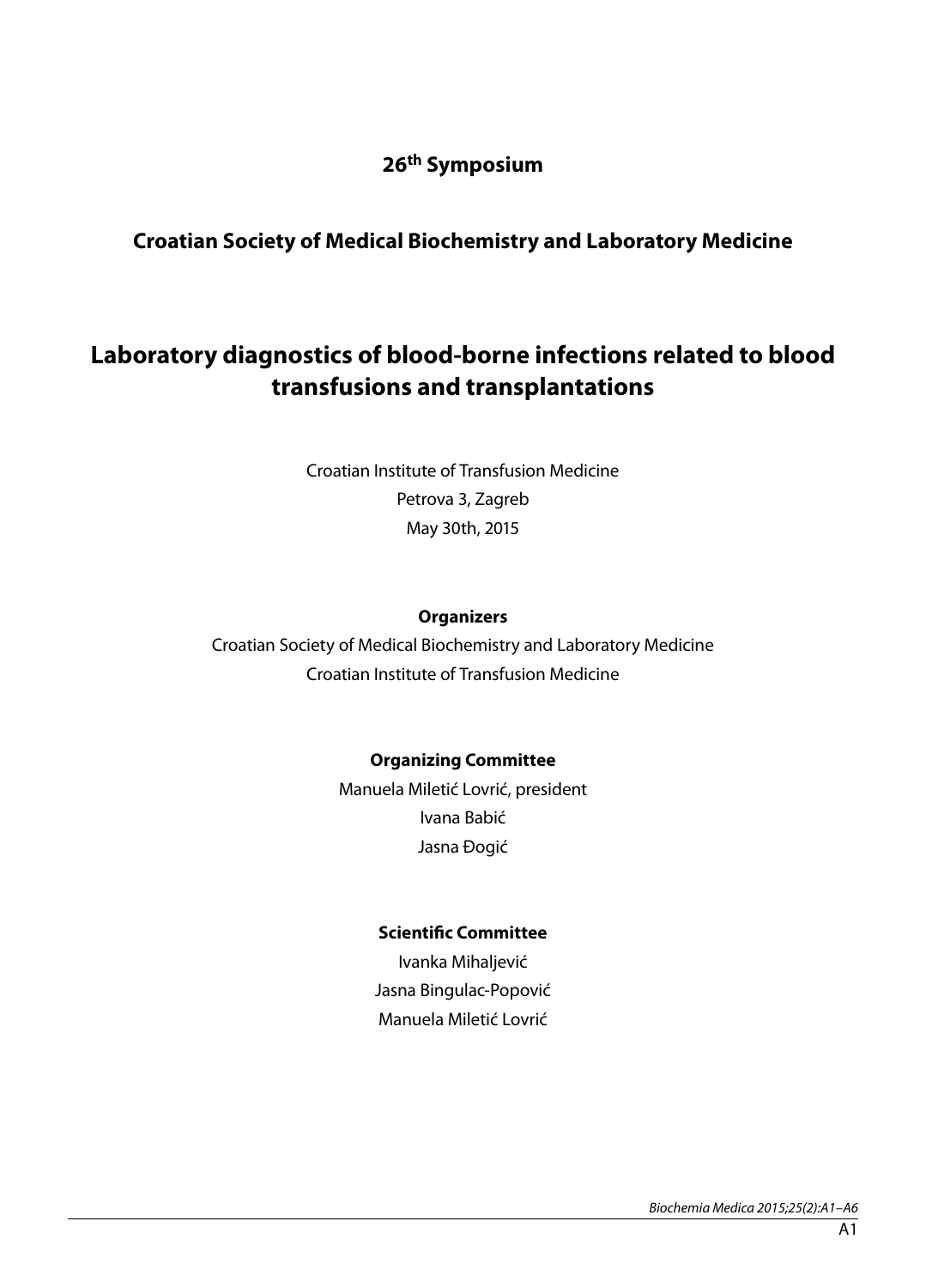**26th Symposium**

**Croatian Society of Medical Biochemistry and Laboratory Medicine**

# Laboratory diagnostics of blood-borne infections related to blood transfusions and transplantations

Croatian Institute of Transfusion Medicine
Petrova 3, Zagreb
May 30th, 2015

**Organizers**

Croatian Society of Medical Biochemistry and Laboratory Medicine
Croatian Institute of Transfusion Medicine

**Organizing Committee**

Manuela Miletić Lovrić, president
Ivana Babić
Jasna Đogić

**Scientific Committee**

Ivanka Mihaljević
Jasna Bingulac-Popović
Manuela Miletić Lovrić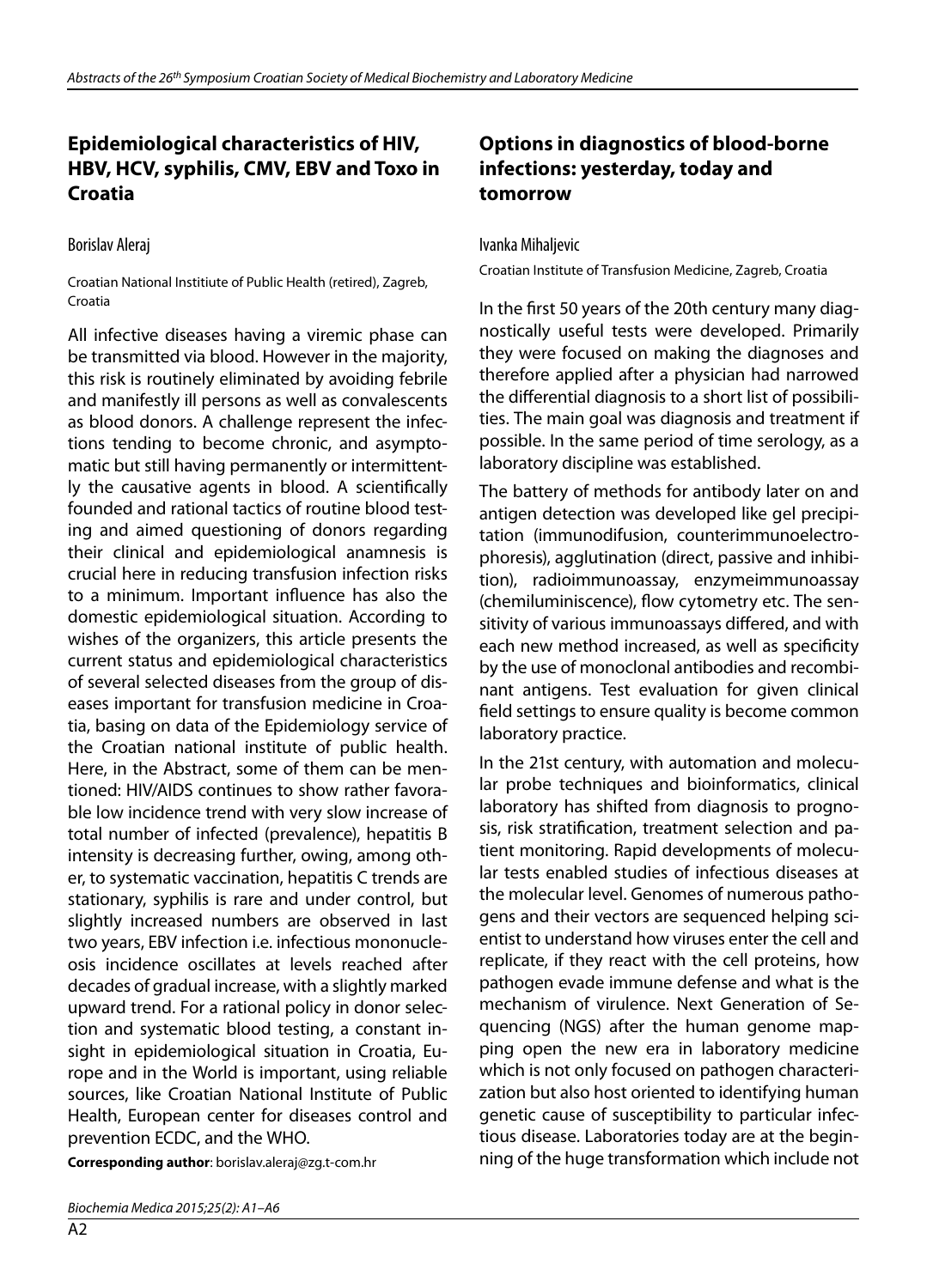## Epidemiological characteristics of HIV, HBV, HCV, syphilis, CMV, EBV and Toxo in Croatia

Borislav Aleraj

Croatian National Institiute of Public Health (retired), Zagreb, Croatia

All infective diseases having a viremic phase can be transmitted via blood. However in the majority, this risk is routinely eliminated by avoiding febrile and manifestly ill persons as well as convalescents as blood donors. A challenge represent the infections tending to become chronic, and asymptomatic but still having permanently or intermittently the causative agents in blood. A scientifically founded and rational tactics of routine blood testing and aimed questioning of donors regarding their clinical and epidemiological anamnesis is crucial here in reducing transfusion infection risks to a minimum. Important influence has also the domestic epidemiological situation. According to wishes of the organizers, this article presents the current status and epidemiological characteristics of several selected diseases from the group of diseases important for transfusion medicine in Croatia, basing on data of the Epidemiology service of the Croatian national institute of public health. Here, in the Abstract, some of them can be mentioned: HIV/AIDS continues to show rather favorable low incidence trend with very slow increase of total number of infected (prevalence), hepatitis B intensity is decreasing further, owing, among other, to systematic vaccination, hepatitis C trends are stationary, syphilis is rare and under control, but slightly increased numbers are observed in last two years, EBV infection i.e. infectious mononucleosis incidence oscillates at levels reached after decades of gradual increase, with a slightly marked upward trend. For a rational policy in donor selection and systematic blood testing, a constant insight in epidemiological situation in Croatia, Europe and in the World is important, using reliable sources, like Croatian National Institute of Public Health, European center for diseases control and prevention ECDC, and the WHO.

**Corresponding author**: borislav.aleraj@zg.t-com.hr

## Options in diagnostics of blood-borne infections: yesterday, today and tomorrow

Ivanka Mihaljevic

Croatian Institute of Transfusion Medicine, Zagreb, Croatia

In the first 50 years of the 20th century many diagnostically useful tests were developed. Primarily they were focused on making the diagnoses and therefore applied after a physician had narrowed the differential diagnosis to a short list of possibilities. The main goal was diagnosis and treatment if possible. In the same period of time serology, as a laboratory discipline was established.

The battery of methods for antibody later on and antigen detection was developed like gel precipitation (immunodifusion, counterimmunoelectrophoresis), agglutination (direct, passive and inhibition), radioimmunoassay, enzymeimmunoassay (chemiluminiscence), flow cytometry etc. The sensitivity of various immunoassays differed, and with each new method increased, as well as specificity by the use of monoclonal antibodies and recombinant antigens. Test evaluation for given clinical field settings to ensure quality is become common laboratory practice.

In the 21st century, with automation and molecular probe techniques and bioinformatics, clinical laboratory has shifted from diagnosis to prognosis, risk stratification, treatment selection and patient monitoring. Rapid developments of molecular tests enabled studies of infectious diseases at the molecular level. Genomes of numerous pathogens and their vectors are sequenced helping scientist to understand how viruses enter the cell and replicate, if they react with the cell proteins, how pathogen evade immune defense and what is the mechanism of virulence. Next Generation of Sequencing (NGS) after the human genome mapping open the new era in laboratory medicine which is not only focused on pathogen characterization but also host oriented to identifying human genetic cause of susceptibility to particular infectious disease. Laboratories today are at the beginning of the huge transformation which include not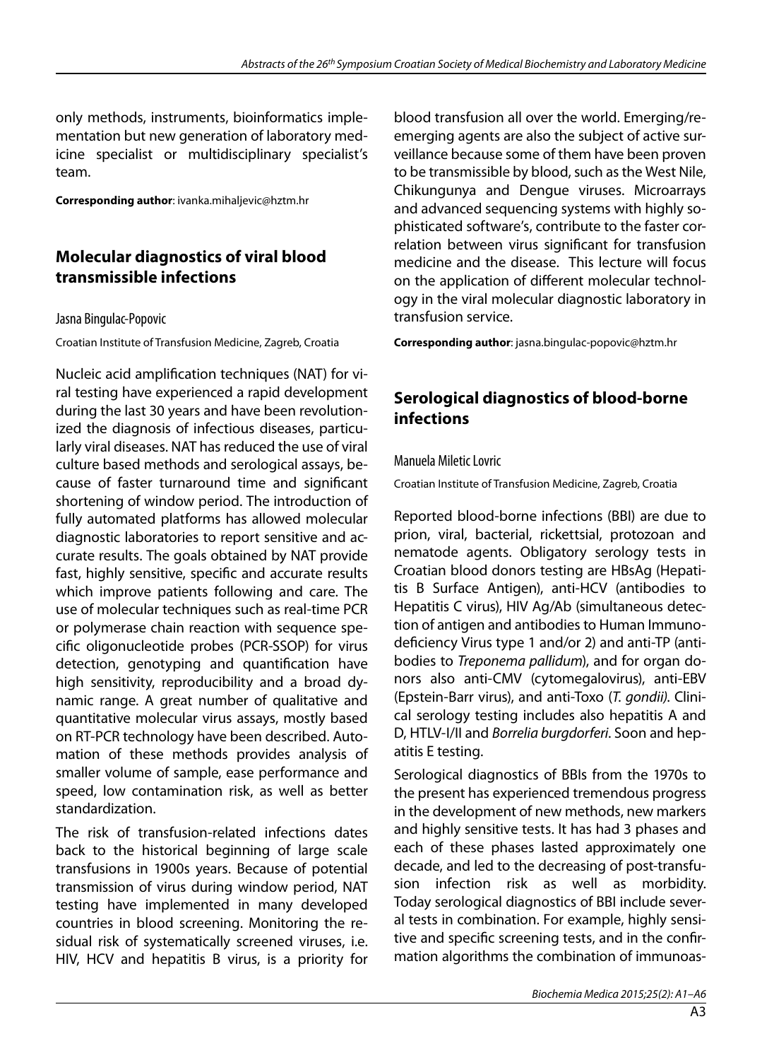only methods, instruments, bioinformatics implementation but new generation of laboratory medicine specialist or multidisciplinary specialist's team.

**Corresponding author**: ivanka.mihaljevic@hztm.hr

## Molecular diagnostics of viral blood transmissible infections

Jasna Bingulac-Popovic

Croatian Institute of Transfusion Medicine, Zagreb, Croatia

Nucleic acid amplification techniques (NAT) for viral testing have experienced a rapid development during the last 30 years and have been revolutionized the diagnosis of infectious diseases, particularly viral diseases. NAT has reduced the use of viral culture based methods and serological assays, because of faster turnaround time and significant shortening of window period. The introduction of fully automated platforms has allowed molecular diagnostic laboratories to report sensitive and accurate results. The goals obtained by NAT provide fast, highly sensitive, specific and accurate results which improve patients following and care. The use of molecular techniques such as real-time PCR or polymerase chain reaction with sequence specific oligonucleotide probes (PCR-SSOP) for virus detection, genotyping and quantification have high sensitivity, reproducibility and a broad dynamic range. A great number of qualitative and quantitative molecular virus assays, mostly based on RT-PCR technology have been described. Automation of these methods provides analysis of smaller volume of sample, ease performance and speed, low contamination risk, as well as better standardization.

The risk of transfusion-related infections dates back to the historical beginning of large scale transfusions in 1900s years. Because of potential transmission of virus during window period, NAT testing have implemented in many developed countries in blood screening. Monitoring the residual risk of systematically screened viruses, i.e. HIV, HCV and hepatitis B virus, is a priority for blood transfusion all over the world. Emerging/reemerging agents are also the subject of active surveillance because some of them have been proven to be transmissible by blood, such as the West Nile, Chikungunya and Dengue viruses. Microarrays and advanced sequencing systems with highly sophisticated software's, contribute to the faster correlation between virus significant for transfusion medicine and the disease. This lecture will focus on the application of different molecular technology in the viral molecular diagnostic laboratory in transfusion service.

**Corresponding author**: jasna.bingulac-popovic@hztm.hr

## Serological diagnostics of blood-borne infections

Manuela Miletic Lovric

Croatian Institute of Transfusion Medicine, Zagreb, Croatia

Reported blood-borne infections (BBI) are due to prion, viral, bacterial, rickettsial, protozoan and nematode agents. Obligatory serology tests in Croatian blood donors testing are HBsAg (Hepatitis B Surface Antigen), anti-HCV (antibodies to Hepatitis C virus), HIV Ag/Ab (simultaneous detection of antigen and antibodies to Human Immunodeficiency Virus type 1 and/or 2) and anti-TP (antibodies to *Treponema pallidum*), and for organ donors also anti-CMV (cytomegalovirus), anti-EBV (Epstein-Barr virus), and anti-Toxo (*T. gondii)*. Clinical serology testing includes also hepatitis A and D, HTLV-I/II and *Borrelia burgdorferi*. Soon and hepatitis E testing.

Serological diagnostics of BBIs from the 1970s to the present has experienced tremendous progress in the development of new methods, new markers and highly sensitive tests. It has had 3 phases and each of these phases lasted approximately one decade, and led to the decreasing of post-transfusion infection risk as well as morbidity. Today serological diagnostics of BBI include several tests in combination. For example, highly sensitive and specific screening tests, and in the confirmation algorithms the combination of immunoas-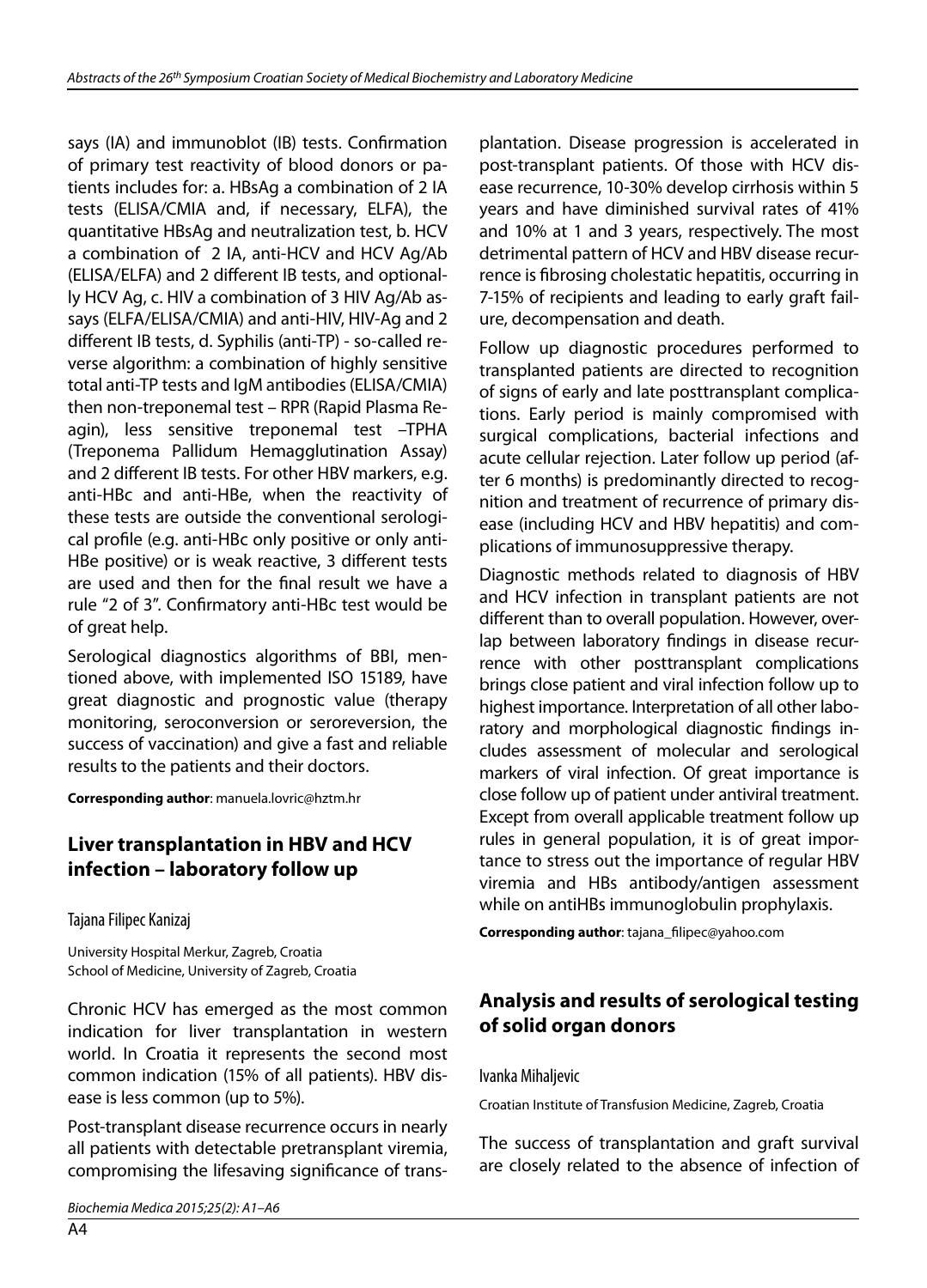says (IA) and immunoblot (IB) tests. Confirmation of primary test reactivity of blood donors or patients includes for: a. HBsAg a combination of 2 IA tests (ELISA/CMIA and, if necessary, ELFA), the quantitative HBsAg and neutralization test, b. HCV a combination of 2 IA, anti-HCV and HCV Ag/Ab (ELISA/ELFA) and 2 different IB tests, and optionally HCV Ag, c. HIV a combination of 3 HIV Ag/Ab assays (ELFA/ELISA/CMIA) and anti-HIV, HIV-Ag and 2 different IB tests, d. Syphilis (anti-TP) - so-called reverse algorithm: a combination of highly sensitive total anti-TP tests and IgM antibodies (ELISA/CMIA) then non-treponemal test – RPR (Rapid Plasma Reagin), less sensitive treponemal test –TPHA (Treponema Pallidum Hemagglutination Assay) and 2 different IB tests. For other HBV markers, e.g. anti-HBc and anti-HBe, when the reactivity of these tests are outside the conventional serological profile (e.g. anti-HBc only positive or only anti-HBe positive) or is weak reactive, 3 different tests are used and then for the final result we have a rule "2 of 3". Confirmatory anti-HBc test would be of great help.

Serological diagnostics algorithms of BBI, mentioned above, with implemented ISO 15189, have great diagnostic and prognostic value (therapy monitoring, seroconversion or seroreversion, the success of vaccination) and give a fast and reliable results to the patients and their doctors.

**Corresponding author**: manuela.lovric@hztm.hr

## Liver transplantation in HBV and HCV infection – laboratory follow up

Tajana Filipec Kanizaj

University Hospital Merkur, Zagreb, Croatia
School of Medicine, University of Zagreb, Croatia

Chronic HCV has emerged as the most common indication for liver transplantation in western world. In Croatia it represents the second most common indication (15% of all patients). HBV disease is less common (up to 5%).

Post-transplant disease recurrence occurs in nearly all patients with detectable pretransplant viremia, compromising the lifesaving significance of transplantation. Disease progression is accelerated in post-transplant patients. Of those with HCV disease recurrence, 10-30% develop cirrhosis within 5 years and have diminished survival rates of 41% and 10% at 1 and 3 years, respectively. The most detrimental pattern of HCV and HBV disease recurrence is fibrosing cholestatic hepatitis, occurring in 7-15% of recipients and leading to early graft failure, decompensation and death.

Follow up diagnostic procedures performed to transplanted patients are directed to recognition of signs of early and late posttransplant complications. Early period is mainly compromised with surgical complications, bacterial infections and acute cellular rejection. Later follow up period (after 6 months) is predominantly directed to recognition and treatment of recurrence of primary disease (including HCV and HBV hepatitis) and complications of immunosuppressive therapy.

Diagnostic methods related to diagnosis of HBV and HCV infection in transplant patients are not different than to overall population. However, overlap between laboratory findings in disease recurrence with other posttransplant complications brings close patient and viral infection follow up to highest importance. Interpretation of all other laboratory and morphological diagnostic findings includes assessment of molecular and serological markers of viral infection. Of great importance is close follow up of patient under antiviral treatment. Except from overall applicable treatment follow up rules in general population, it is of great importance to stress out the importance of regular HBV viremia and HBs antibody/antigen assessment while on antiHBs immunoglobulin prophylaxis.

**Corresponding author**: tajana_filipec@yahoo.com

## Analysis and results of serological testing of solid organ donors

Ivanka Mihaljevic

Croatian Institute of Transfusion Medicine, Zagreb, Croatia

The success of transplantation and graft survival are closely related to the absence of infection of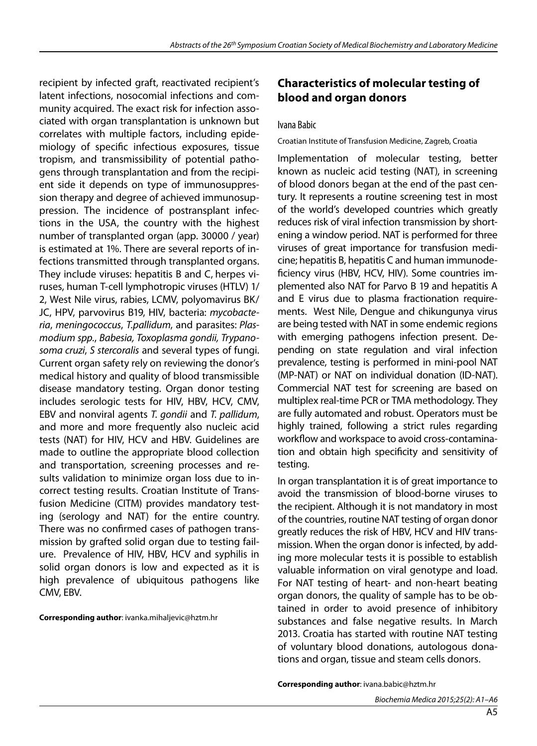recipient by infected graft, reactivated recipient's latent infections, nosocomial infections and community acquired. The exact risk for infection associated with organ transplantation is unknown but correlates with multiple factors, including epidemiology of specific infectious exposures, tissue tropism, and transmissibility of potential pathogens through transplantation and from the recipient side it depends on type of immunosuppression therapy and degree of achieved immunosuppression. The incidence of postransplant infections in the USA, the country with the highest number of transplanted organ (app. 30000 / year) is estimated at 1%. There are several reports of infections transmitted through transplanted organs. They include viruses: hepatitis B and C, herpes viruses, human T-cell lymphotropic viruses (HTLV) 1/2, West Nile virus, rabies, LCMV, polyomavirus BK/JC, HPV, parvovirus B19, HIV, bacteria: *mycobacteria*, *meningococcus*, *T.pallidum*, and parasites: *Plasmodium spp.*, *Babesia, Toxoplasma gondii, Trypanosoma cruzi*, *S stercoralis* and several types of fungi. Current organ safety rely on reviewing the donor's medical history and quality of blood transmissible disease mandatory testing. Organ donor testing includes serologic tests for HIV, HBV, HCV, CMV, EBV and nonviral agents *T. gondii* and *T. pallidum*, and more and more frequently also nucleic acid tests (NAT) for HIV, HCV and HBV. Guidelines are made to outline the appropriate blood collection and transportation, screening processes and results validation to minimize organ loss due to incorrect testing results. Croatian Institute of Transfusion Medicine (CITM) provides mandatory testing (serology and NAT) for the entire country. There was no confirmed cases of pathogen transmission by grafted solid organ due to testing failure. Prevalence of HIV, HBV, HCV and syphilis in solid organ donors is low and expected as it is high prevalence of ubiquitous pathogens like CMV, EBV.

**Corresponding author**: ivanka.mihaljevic@hztm.hr

## Characteristics of molecular testing of blood and organ donors

Ivana Babic

Croatian Institute of Transfusion Medicine, Zagreb, Croatia

Implementation of molecular testing, better known as nucleic acid testing (NAT), in screening of blood donors began at the end of the past century. It represents a routine screening test in most of the world's developed countries which greatly reduces risk of viral infection transmission by shortening a window period. NAT is performed for three viruses of great importance for transfusion medicine; hepatitis B, hepatitis C and human immunodeficiency virus (HBV, HCV, HIV). Some countries implemented also NAT for Parvo B 19 and hepatitis A and E virus due to plasma fractionation requirements. West Nile, Dengue and chikungunya virus are being tested with NAT in some endemic regions with emerging pathogens infection present. Depending on state regulation and viral infection prevalence, testing is performed in mini-pool NAT (MP-NAT) or NAT on individual donation (ID-NAT). Commercial NAT test for screening are based on multiplex real-time PCR or TMA methodology. They are fully automated and robust. Operators must be highly trained, following a strict rules regarding workflow and workspace to avoid cross-contamination and obtain high specificity and sensitivity of testing.

In organ transplantation it is of great importance to avoid the transmission of blood-borne viruses to the recipient. Although it is not mandatory in most of the countries, routine NAT testing of organ donor greatly reduces the risk of HBV, HCV and HIV transmission. When the organ donor is infected, by adding more molecular tests it is possible to establish valuable information on viral genotype and load. For NAT testing of heart- and non-heart beating organ donors, the quality of sample has to be obtained in order to avoid presence of inhibitory substances and false negative results. In March 2013. Croatia has started with routine NAT testing of voluntary blood donations, autologous donations and organ, tissue and steam cells donors.

**Corresponding author**: ivana.babic@hztm.hr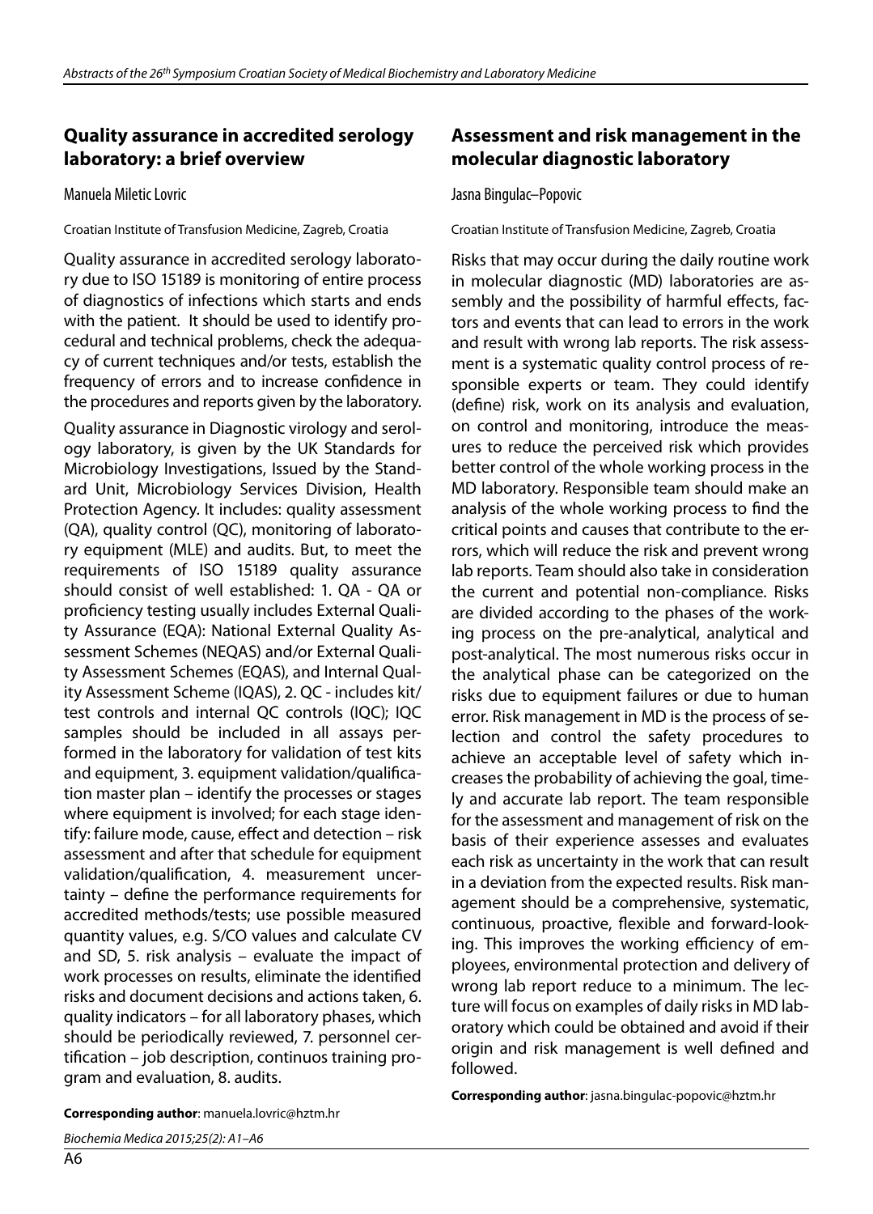## Quality assurance in accredited serology laboratory: a brief overview

Manuela Miletic Lovric

Croatian Institute of Transfusion Medicine, Zagreb, Croatia

Quality assurance in accredited serology laboratory due to ISO 15189 is monitoring of entire process of diagnostics of infections which starts and ends with the patient. It should be used to identify procedural and technical problems, check the adequacy of current techniques and/or tests, establish the frequency of errors and to increase confidence in the procedures and reports given by the laboratory.

Quality assurance in Diagnostic virology and serology laboratory, is given by the UK Standards for Microbiology Investigations, Issued by the Standard Unit, Microbiology Services Division, Health Protection Agency. It includes: quality assessment (QA), quality control (QC), monitoring of laboratory equipment (MLE) and audits. But, to meet the requirements of ISO 15189 quality assurance should consist of well established: 1. QA - QA or proficiency testing usually includes External Quality Assurance (EQA): National External Quality Assessment Schemes (NEQAS) and/or External Quality Assessment Schemes (EQAS), and Internal Quality Assessment Scheme (IQAS), 2. QC - includes kit/test controls and internal QC controls (IQC); IQC samples should be included in all assays performed in the laboratory for validation of test kits and equipment, 3. equipment validation/qualification master plan – identify the processes or stages where equipment is involved; for each stage identify: failure mode, cause, effect and detection – risk assessment and after that schedule for equipment validation/qualification, 4. measurement uncertainty – define the performance requirements for accredited methods/tests; use possible measured quantity values, e.g. S/CO values and calculate CV and SD, 5. risk analysis – evaluate the impact of work processes on results, eliminate the identified risks and document decisions and actions taken, 6. quality indicators – for all laboratory phases, which should be periodically reviewed, 7. personnel certification – job description, continuos training program and evaluation, 8. audits.

**Corresponding author**: manuela.lovric@hztm.hr

## Assessment and risk management in the molecular diagnostic laboratory

Jasna Bingulac–Popovic

Croatian Institute of Transfusion Medicine, Zagreb, Croatia

Risks that may occur during the daily routine work in molecular diagnostic (MD) laboratories are assembly and the possibility of harmful effects, factors and events that can lead to errors in the work and result with wrong lab reports. The risk assessment is a systematic quality control process of responsible experts or team. They could identify (define) risk, work on its analysis and evaluation, on control and monitoring, introduce the measures to reduce the perceived risk which provides better control of the whole working process in the MD laboratory. Responsible team should make an analysis of the whole working process to find the critical points and causes that contribute to the errors, which will reduce the risk and prevent wrong lab reports. Team should also take in consideration the current and potential non-compliance. Risks are divided according to the phases of the working process on the pre-analytical, analytical and post-analytical. The most numerous risks occur in the analytical phase can be categorized on the risks due to equipment failures or due to human error. Risk management in MD is the process of selection and control the safety procedures to achieve an acceptable level of safety which increases the probability of achieving the goal, timely and accurate lab report. The team responsible for the assessment and management of risk on the basis of their experience assesses and evaluates each risk as uncertainty in the work that can result in a deviation from the expected results. Risk management should be a comprehensive, systematic, continuous, proactive, flexible and forward-looking. This improves the working efficiency of employees, environmental protection and delivery of wrong lab report reduce to a minimum. The lecture will focus on examples of daily risks in MD laboratory which could be obtained and avoid if their origin and risk management is well defined and followed.

**Corresponding author**: jasna.bingulac-popovic@hztm.hr